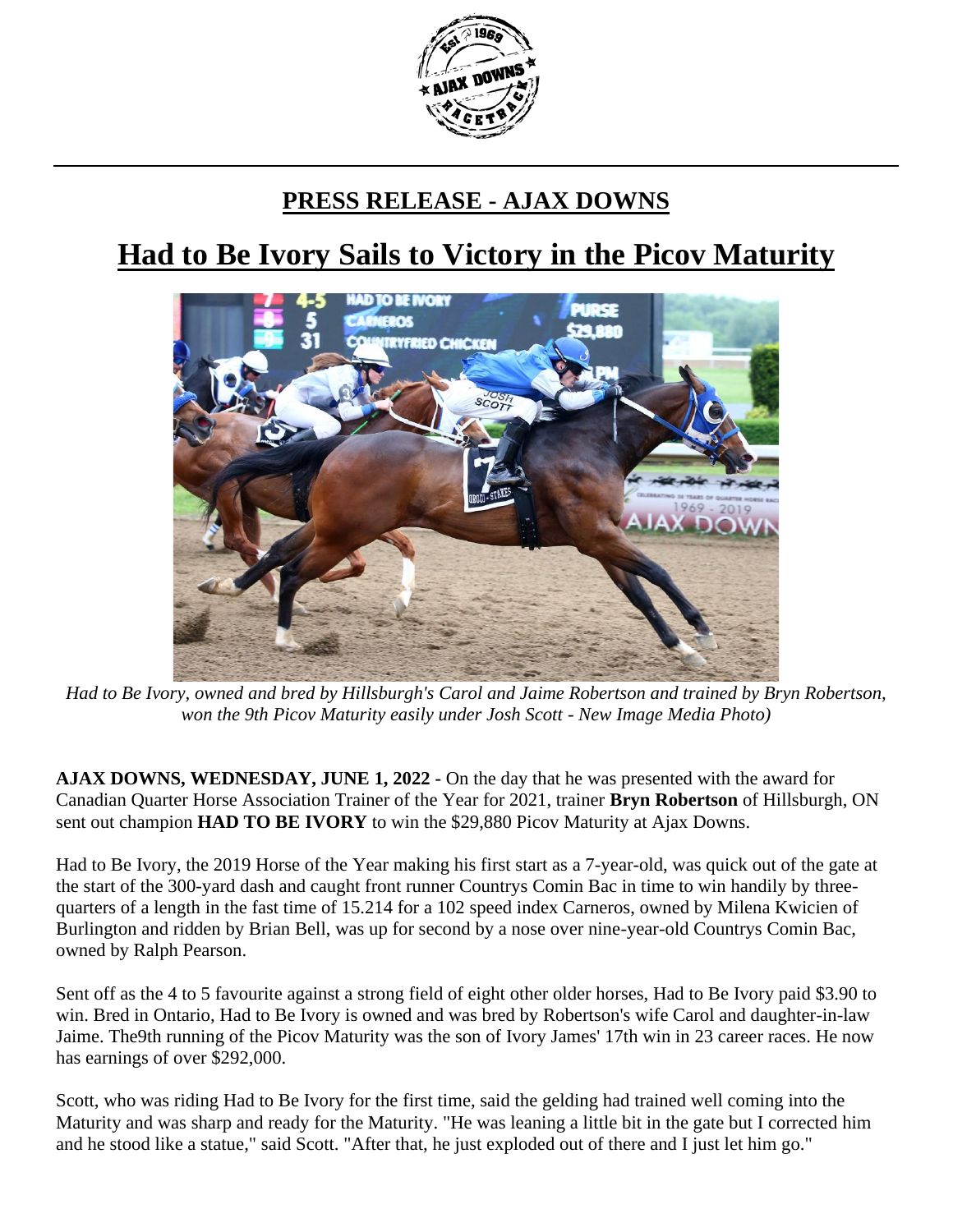## PRESS RELEASE - AJAX DOWNS

# Had to Be Ivory Sails to Victory in the Picov Maturity

*Had to Be Ivory, owned and bred by Hillsburgh's Carol and Jaime Robertson and trained by Bryn Robertson, won the 9th Picov Maturity easily under Josh Scott - New Image Media Photo)*

**AJAX DOWNS, WEDNESDAY, JUNE 1, 2022 -** On the day that he was presented with the award for Canadian Quarter Horse Association Trainer of the Year for 2021, trainer **Bryn Robertson** of Hillsburgh, ON sent out champion **HAD TO BE IVORY** to win the $29,880 Picov Maturity at Ajax Downs.

Had to Be Ivory, the 2019 Horse of the Year making his first start as a 7-year-old, was quick out of the gate at the start of the 300-yard dash and caught front runner Countrys Comin Bac in time to win handily by three-quarters of a length in the fast time of 15.214 for a 102 speed index Carneros, owned by Milena Kwicien of Burlington and ridden by Brian Bell, was up for second by a nose over nine-year-old Countrys Comin Bac, owned by Ralph Pearson.

Sent off as the 4 to 5 favourite against a strong field of eight other older horses, Had to Be Ivory paid $3.90 to win. Bred in Ontario, Had to Be Ivory is owned and was bred by Robertson's wife Carol and daughter-in-law Jaime. The9th running of the Picov Maturity was the son of Ivory James' 17th win in 23 career races. He now has earnings of over $292,000.

Scott, who was riding Had to Be Ivory for the first time, said the gelding had trained well coming into the Maturity and was sharp and ready for the Maturity. "He was leaning a little bit in the gate but I corrected him and he stood like a statue," said Scott. "After that, he just exploded out of there and I just let him go."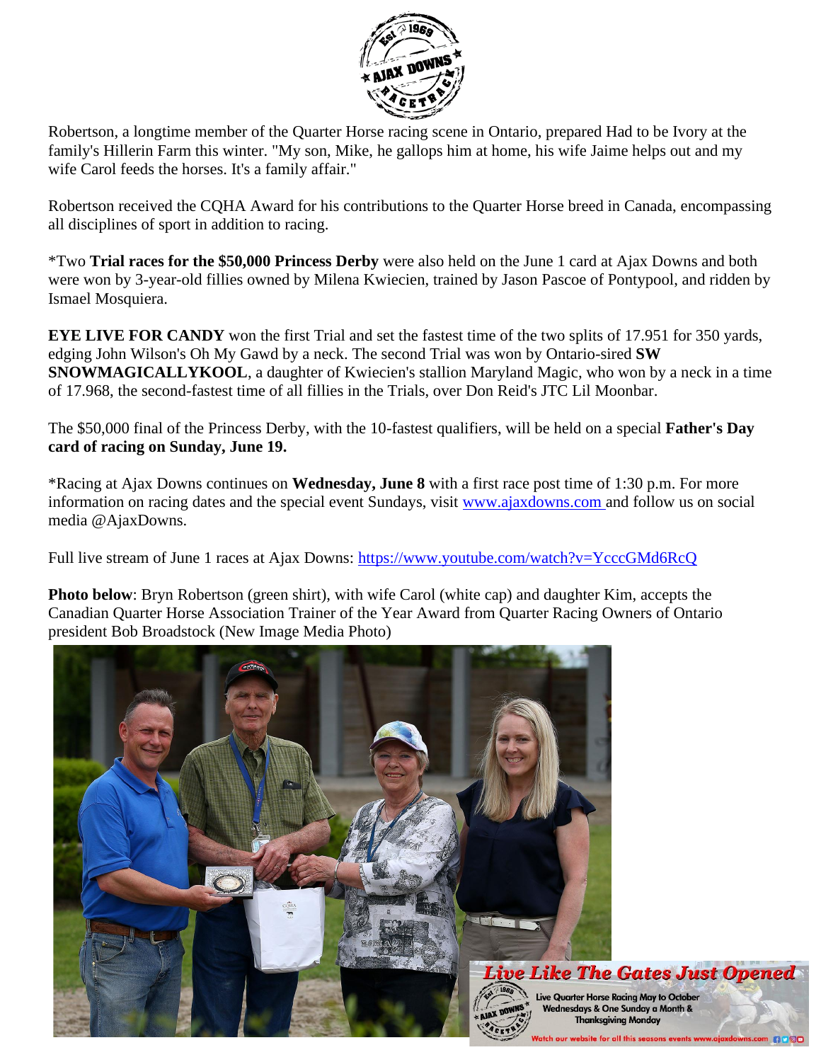Robertson, a longtime member of the Quarter Horse racing scene in Ontario, prepared Had to be Ivory at the family's Hillerin Farm this winter. "My son, Mike, he gallops him at home, his wife Jaime helps out and my wife Carol feeds the horses. It's a family affair."

Robertson received the CQHA Award for his contributions to the Quarter Horse breed in Canada, encompassing all disciplines of sport in addition to racing.

*Two **Trial races for the $50,000 Princess Derby** were also held on the June 1 card at Ajax Downs and both were won by 3-year-old fillies owned by Milena Kwiecien, trained by Jason Pascoe of Pontypool, and ridden by Ismael Mosquiera.

**EYE LIVE FOR CANDY** won the first Trial and set the fastest time of the two splits of 17.951 for 350 yards, edging John Wilson's Oh My Gawd by a neck. The second Trial was won by Ontario-sired **SW SNOWMAGICALLYKOOL**, a daughter of Kwiecien's stallion Maryland Magic, who won by a neck in a time of 17.968, the second-fastest time of all fillies in the Trials, over Don Reid's JTC Lil Moonbar.

The $50,000 final of the Princess Derby, with the 10-fastest qualifiers, will be held on a special **Father's Day card of racing on Sunday, June 19.**

*Racing at Ajax Downs continues on **Wednesday, June 8** with a first race post time of 1:30 p.m. For more information on racing dates and the special event Sundays, visit [www.ajaxdowns.com](http://www.ajaxdowns.com) and follow us on social media @AjaxDowns.

Full live stream of June 1 races at Ajax Downs: [https://www.youtube.com/watch?v=YcccGMd6RcQ](https://www.youtube.com/watch?v=YcccGMd6RcQ)

**Photo below**: Bryn Robertson (green shirt), with wife Carol (white cap) and daughter Kim, accepts the Canadian Quarter Horse Association Trainer of the Year Award from Quarter Racing Owners of Ontario president Bob Broadstock (New Image Media Photo)

Live Like The Gates Just Opened

Live Quarter Horse Racing May to October
Wednesdays & One Sunday a Month &
Thanksgiving Monday

Watch our website for all this seasons events www.ajaxdowns.com